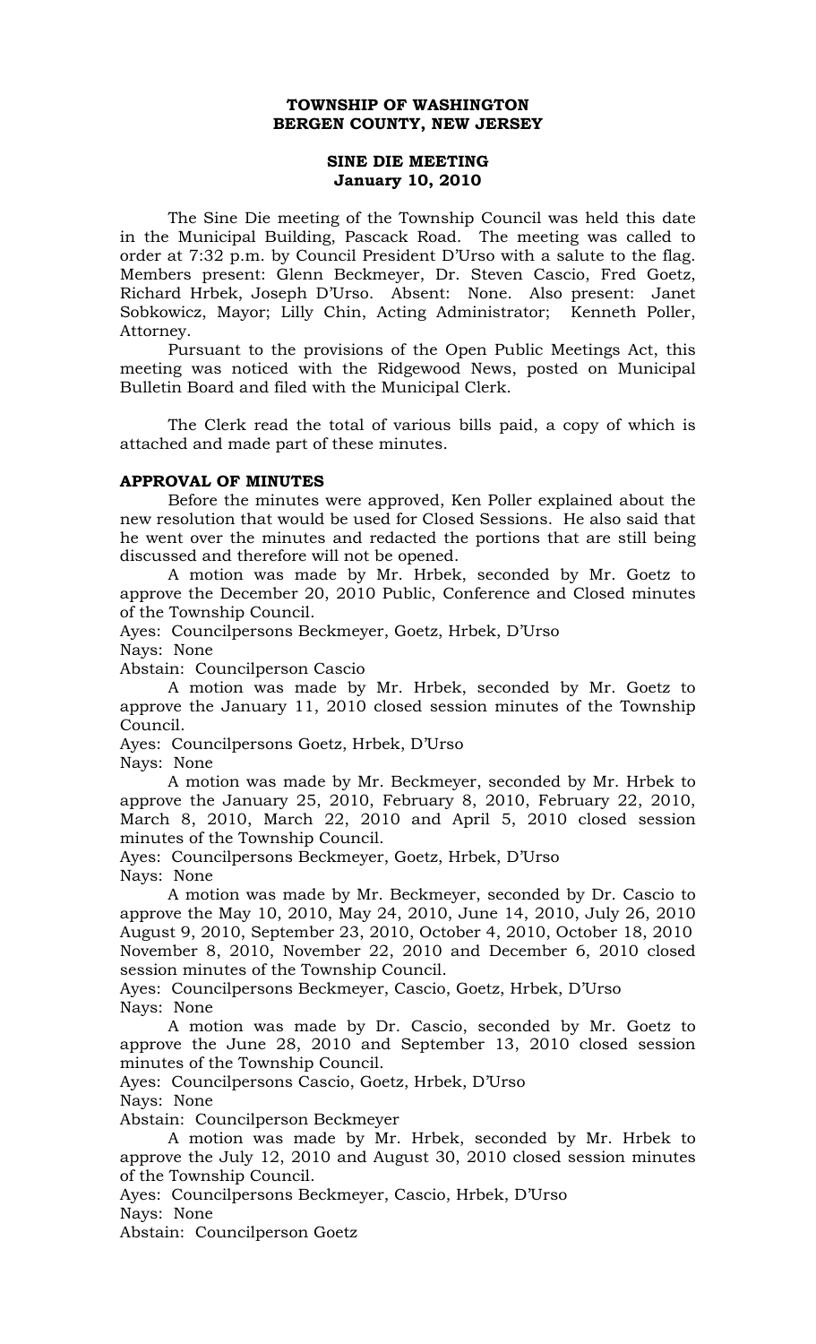**TOWNSHIP OF WASHINGTON**
**BERGEN COUNTY, NEW JERSEY**

**SINE DIE MEETING**
**January 10, 2010**

The Sine Die meeting of the Township Council was held this date in the Municipal Building, Pascack Road. The meeting was called to order at 7:32 p.m. by Council President D'Urso with a salute to the flag. Members present: Glenn Beckmeyer, Dr. Steven Cascio, Fred Goetz, Richard Hrbek, Joseph D'Urso. Absent: None. Also present: Janet Sobkowicz, Mayor; Lilly Chin, Acting Administrator; Kenneth Poller, Attorney.

Pursuant to the provisions of the Open Public Meetings Act, this meeting was noticed with the Ridgewood News, posted on Municipal Bulletin Board and filed with the Municipal Clerk.

The Clerk read the total of various bills paid, a copy of which is attached and made part of these minutes.

**APPROVAL OF MINUTES**

Before the minutes were approved, Ken Poller explained about the new resolution that would be used for Closed Sessions. He also said that he went over the minutes and redacted the portions that are still being discussed and therefore will not be opened.

A motion was made by Mr. Hrbek, seconded by Mr. Goetz to approve the December 20, 2010 Public, Conference and Closed minutes of the Township Council.

Ayes: Councilpersons Beckmeyer, Goetz, Hrbek, D'Urso
Nays: None
Abstain: Councilperson Cascio

A motion was made by Mr. Hrbek, seconded by Mr. Goetz to approve the January 11, 2010 closed session minutes of the Township Council.

Ayes: Councilpersons Goetz, Hrbek, D'Urso
Nays: None

A motion was made by Mr. Beckmeyer, seconded by Mr. Hrbek to approve the January 25, 2010, February 8, 2010, February 22, 2010, March 8, 2010, March 22, 2010 and April 5, 2010 closed session minutes of the Township Council.

Ayes: Councilpersons Beckmeyer, Goetz, Hrbek, D'Urso
Nays: None

A motion was made by Mr. Beckmeyer, seconded by Dr. Cascio to approve the May 10, 2010, May 24, 2010, June 14, 2010, July 26, 2010 August 9, 2010, September 23, 2010, October 4, 2010, October 18, 2010 November 8, 2010, November 22, 2010 and December 6, 2010 closed session minutes of the Township Council.

Ayes: Councilpersons Beckmeyer, Cascio, Goetz, Hrbek, D'Urso
Nays: None

A motion was made by Dr. Cascio, seconded by Mr. Goetz to approve the June 28, 2010 and September 13, 2010 closed session minutes of the Township Council.

Ayes: Councilpersons Cascio, Goetz, Hrbek, D'Urso
Nays: None
Abstain: Councilperson Beckmeyer

A motion was made by Mr. Hrbek, seconded by Mr. Hrbek to approve the July 12, 2010 and August 30, 2010 closed session minutes of the Township Council.

Ayes: Councilpersons Beckmeyer, Cascio, Hrbek, D'Urso
Nays: None
Abstain: Councilperson Goetz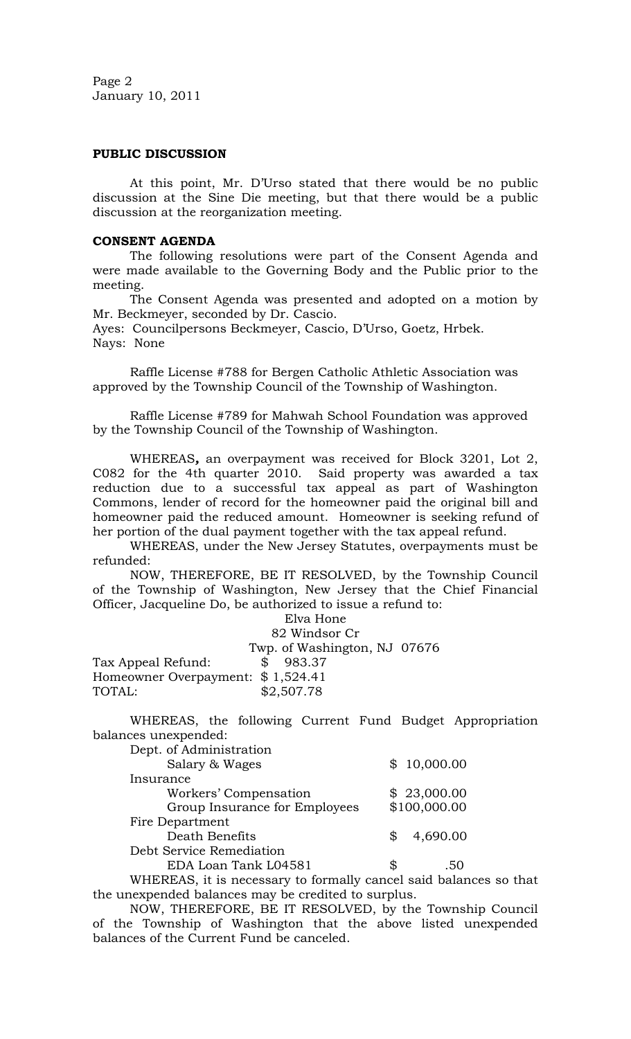**PUBLIC DISCUSSION**

At this point, Mr. D'Urso stated that there would be no public discussion at the Sine Die meeting, but that there would be a public discussion at the reorganization meeting.

**CONSENT AGENDA**

The following resolutions were part of the Consent Agenda and were made available to the Governing Body and the Public prior to the meeting.

The Consent Agenda was presented and adopted on a motion by Mr. Beckmeyer, seconded by Dr. Cascio.

Ayes: Councilpersons Beckmeyer, Cascio, D'Urso, Goetz, Hrbek.
Nays: None

Raffle License #788 for Bergen Catholic Athletic Association was approved by the Township Council of the Township of Washington.

Raffle License #789 for Mahwah School Foundation was approved by the Township Council of the Township of Washington.

WHEREAS**,** an overpayment was received for Block 3201, Lot 2, C082 for the 4th quarter 2010. Said property was awarded a tax reduction due to a successful tax appeal as part of Washington Commons, lender of record for the homeowner paid the original bill and homeowner paid the reduced amount. Homeowner is seeking refund of her portion of the dual payment together with the tax appeal refund.

WHEREAS, under the New Jersey Statutes, overpayments must be refunded:

NOW, THEREFORE, BE IT RESOLVED, by the Township Council of the Township of Washington, New Jersey that the Chief Financial Officer, Jacqueline Do, be authorized to issue a refund to:

Elva Hone
82 Windsor Cr
Twp. of Washington, NJ 07676

| | |
|---|---|
| Tax Appeal Refund: | $ 983.37 |
| Homeowner Overpayment: | $ 1,524.41 |
| TOTAL: | $2,507.78 |

WHEREAS, the following Current Fund Budget Appropriation balances unexpended:

| | |
|---|---|
| Dept. of Administration | |
| Salary & Wages | $ 10,000.00 |
| Insurance | |
| Workers' Compensation | $ 23,000.00 |
| Group Insurance for Employees | $100,000.00 |
| Fire Department | |
| Death Benefits | $ 4,690.00 |
| Debt Service Remediation | |
| EDA Loan Tank L04581 | $ .50 |

WHEREAS, it is necessary to formally cancel said balances so that the unexpended balances may be credited to surplus.

NOW, THEREFORE, BE IT RESOLVED, by the Township Council of the Township of Washington that the above listed unexpended balances of the Current Fund be canceled.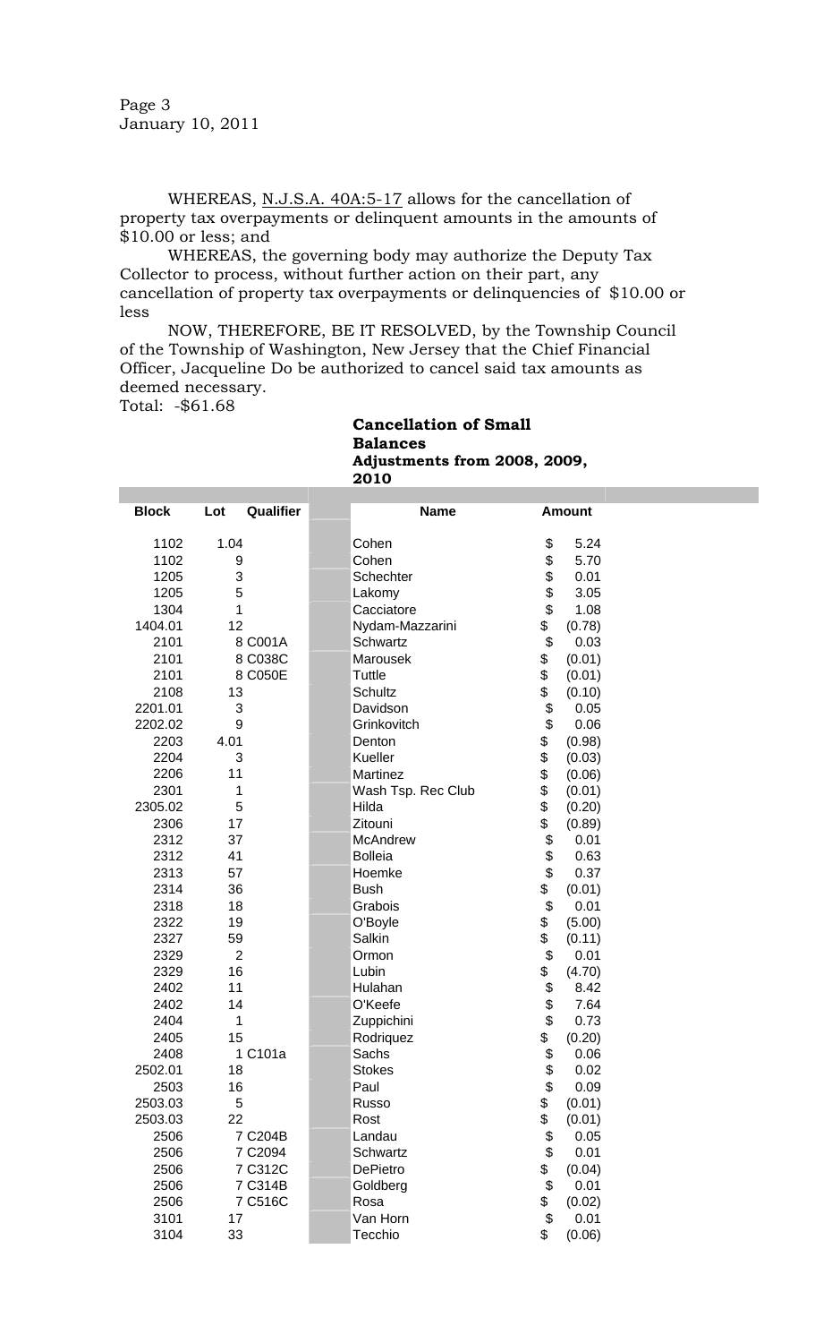Page 3
January 10, 2011

WHEREAS, N.J.S.A. 40A:5-17 allows for the cancellation of property tax overpayments or delinquent amounts in the amounts of $10.00 or less; and

WHEREAS, the governing body may authorize the Deputy Tax Collector to process, without further action on their part, any cancellation of property tax overpayments or delinquencies of $10.00 or less

NOW, THEREFORE, BE IT RESOLVED, by the Township Council of the Township of Washington, New Jersey that the Chief Financial Officer, Jacqueline Do be authorized to cancel said tax amounts as deemed necessary.

Total: -$61.68

**Cancellation of Small Balances**
**Adjustments from 2008, 2009, 2010**

| Block | Lot | Qualifier | Name | Amount |
|---|---|---|---|---|
| 1102 | 1.04 | | Cohen | $ 5.24 |
| 1102 | 9 | | Cohen | $ 5.70 |
| 1205 | 3 | | Schechter | $ 0.01 |
| 1205 | 5 | | Lakomy | $ 3.05 |
| 1304 | 1 | | Cacciatore | $ 1.08 |
| 1404.01 | 12 | | Nydam-Mazzarini | $ (0.78) |
| 2101 | 8 | C001A | Schwartz | $ 0.03 |
| 2101 | 8 | C038C | Marousek | $ (0.01) |
| 2101 | 8 | C050E | Tuttle | $ (0.01) |
| 2108 | 13 | | Schultz | $ (0.10) |
| 2201.01 | 3 | | Davidson | $ 0.05 |
| 2202.02 | 9 | | Grinkovitch | $ 0.06 |
| 2203 | 4.01 | | Denton | $ (0.98) |
| 2204 | 3 | | Kueller | $ (0.03) |
| 2206 | 11 | | Martinez | $ (0.06) |
| 2301 | 1 | | Wash Tsp. Rec Club | $ (0.01) |
| 2305.02 | 5 | | Hilda | $ (0.20) |
| 2306 | 17 | | Zitouni | $ (0.89) |
| 2312 | 37 | | McAndrew | $ 0.01 |
| 2312 | 41 | | Bolleia | $ 0.63 |
| 2313 | 57 | | Hoemke | $ 0.37 |
| 2314 | 36 | | Bush | $ (0.01) |
| 2318 | 18 | | Grabois | $ 0.01 |
| 2322 | 19 | | O'Boyle | $ (5.00) |
| 2327 | 59 | | Salkin | $ (0.11) |
| 2329 | 2 | | Ormon | $ 0.01 |
| 2329 | 16 | | Lubin | $ (4.70) |
| 2402 | 11 | | Hulahan | $ 8.42 |
| 2402 | 14 | | O'Keefe | $ 7.64 |
| 2404 | 1 | | Zuppichini | $ 0.73 |
| 2405 | 15 | | Rodriquez | $ (0.20) |
| 2408 | 1 | C101a | Sachs | $ 0.06 |
| 2502.01 | 18 | | Stokes | $ 0.02 |
| 2503 | 16 | | Paul | $ 0.09 |
| 2503.03 | 5 | | Russo | $ (0.01) |
| 2503.03 | 22 | | Rost | $ (0.01) |
| 2506 | 7 | C204B | Landau | $ 0.05 |
| 2506 | 7 | C2094 | Schwartz | $ 0.01 |
| 2506 | 7 | C312C | DePietro | $ (0.04) |
| 2506 | 7 | C314B | Goldberg | $ 0.01 |
| 2506 | 7 | C516C | Rosa | $ (0.02) |
| 3101 | 17 | | Van Horn | $ 0.01 |
| 3104 | 33 | | Tecchio | $ (0.06) |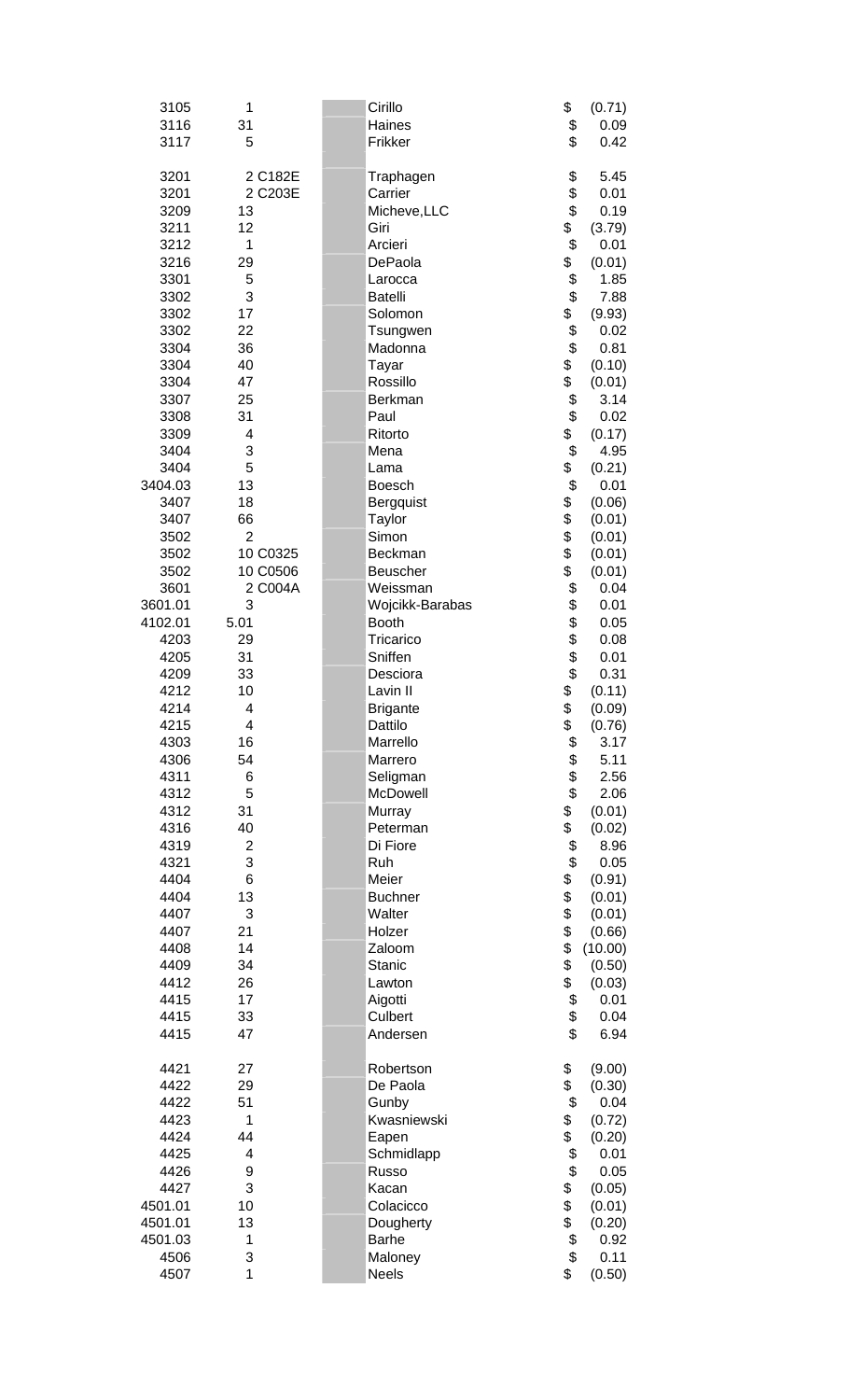| | | | | |
|---|---|---|---|---|
| 3105 | 1 | | Cirillo | $ (0.71) |
| 3116 | 31 | | Haines | $ 0.09 |
| 3117 | 5 | | Frikker | $ 0.42 |
| | | | | |
| 3201 | 2 C182E | | Traphagen | $ 5.45 |
| 3201 | 2 C203E | | Carrier | $ 0.01 |
| 3209 | 13 | | Micheve,LLC | $ 0.19 |
| 3211 | 12 | | Giri | $ (3.79) |
| 3212 | 1 | | Arcieri | $ 0.01 |
| 3216 | 29 | | DePaola | $ (0.01) |
| 3301 | 5 | | Larocca | $ 1.85 |
| 3302 | 3 | | Batelli | $ 7.88 |
| 3302 | 17 | | Solomon | $ (9.93) |
| 3302 | 22 | | Tsungwen | $ 0.02 |
| 3304 | 36 | | Madonna | $ 0.81 |
| 3304 | 40 | | Tayar | $ (0.10) |
| 3304 | 47 | | Rossillo | $ (0.01) |
| 3307 | 25 | | Berkman | $ 3.14 |
| 3308 | 31 | | Paul | $ 0.02 |
| 3309 | 4 | | Ritorto | $ (0.17) |
| 3404 | 3 | | Mena | $ 4.95 |
| 3404 | 5 | | Lama | $ (0.21) |
| 3404.03 | 13 | | Boesch | $ 0.01 |
| 3407 | 18 | | Bergquist | $ (0.06) |
| 3407 | 66 | | Taylor | $ (0.01) |
| 3502 | 2 | | Simon | $ (0.01) |
| 3502 | 10 C0325 | | Beckman | $ (0.01) |
| 3502 | 10 C0506 | | Beuscher | $ (0.01) |
| 3601 | 2 C004A | | Weissman | $ 0.04 |
| 3601.01 | 3 | | Wojcikk-Barabas | $ 0.01 |
| 4102.01 | 5.01 | | Booth | $ 0.05 |
| 4203 | 29 | | Tricarico | $ 0.08 |
| 4205 | 31 | | Sniffen | $ 0.01 |
| 4209 | 33 | | Desciora | $ 0.31 |
| 4212 | 10 | | Lavin II | $ (0.11) |
| 4214 | 4 | | Brigante | $ (0.09) |
| 4215 | 4 | | Dattilo | $ (0.76) |
| 4303 | 16 | | Marrello | $ 3.17 |
| 4306 | 54 | | Marrero | $ 5.11 |
| 4311 | 6 | | Seligman | $ 2.56 |
| 4312 | 5 | | McDowell | $ 2.06 |
| 4312 | 31 | | Murray | $ (0.01) |
| 4316 | 40 | | Peterman | $ (0.02) |
| 4319 | 2 | | Di Fiore | $ 8.96 |
| 4321 | 3 | | Ruh | $ 0.05 |
| 4404 | 6 | | Meier | $ (0.91) |
| 4404 | 13 | | Buchner | $ (0.01) |
| 4407 | 3 | | Walter | $ (0.01) |
| 4407 | 21 | | Holzer | $ (0.66) |
| 4408 | 14 | | Zaloom | $ (10.00) |
| 4409 | 34 | | Stanic | $ (0.50) |
| 4412 | 26 | | Lawton | $ (0.03) |
| 4415 | 17 | | Aigotti | $ 0.01 |
| 4415 | 33 | | Culbert | $ 0.04 |
| 4415 | 47 | | Andersen | $ 6.94 |
| | | | | |
| 4421 | 27 | | Robertson | $ (9.00) |
| 4422 | 29 | | De Paola | $ (0.30) |
| 4422 | 51 | | Gunby | $ 0.04 |
| 4423 | 1 | | Kwasniewski | $ (0.72) |
| 4424 | 44 | | Eapen | $ (0.20) |
| 4425 | 4 | | Schmidlapp | $ 0.01 |
| 4426 | 9 | | Russo | $ 0.05 |
| 4427 | 3 | | Kacan | $ (0.05) |
| 4501.01 | 10 | | Colacicco | $ (0.01) |
| 4501.01 | 13 | | Dougherty | $ (0.20) |
| 4501.03 | 1 | | Barhe | $ 0.92 |
| 4506 | 3 | | Maloney | $ 0.11 |
| 4507 | 1 | | Neels | $ (0.50) |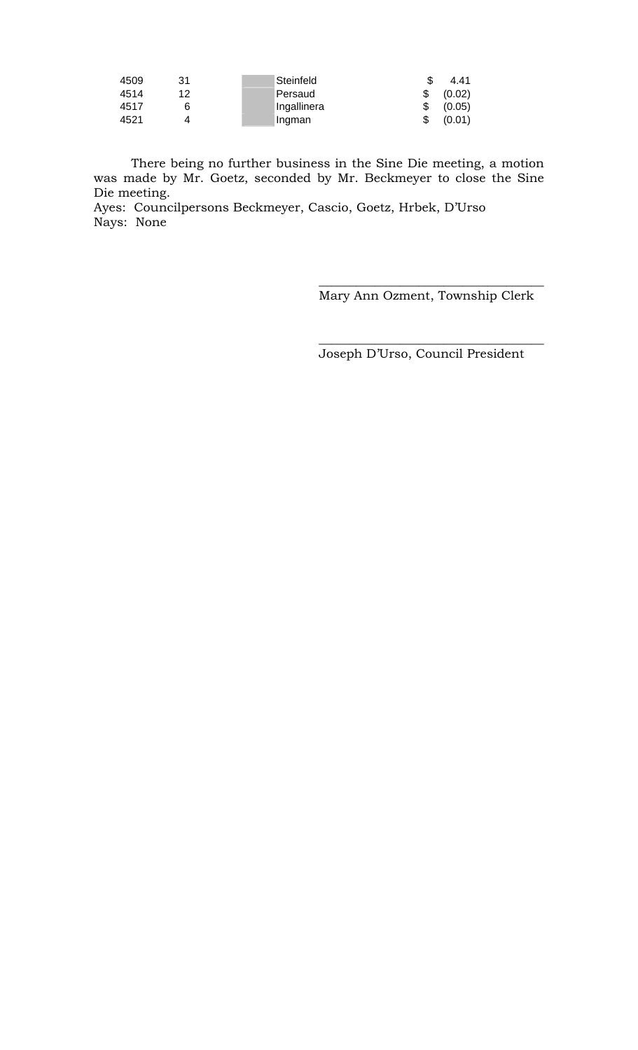| | | | | |
|---|---|---|---|---|
| 4509 | 31 | | Steinfeld | $ 4.41 |
| 4514 | 12 | | Persaud | $ (0.02) |
| 4517 | 6 | | Ingallinera | $ (0.05) |
| 4521 | 4 | | Ingman | $ (0.01) |

There being no further business in the Sine Die meeting, a motion was made by Mr. Goetz, seconded by Mr. Beckmeyer to close the Sine Die meeting.

Ayes: Councilpersons Beckmeyer, Cascio, Goetz, Hrbek, D'Urso
Nays: None

\_\_\_\_\_\_\_\_\_\_\_\_\_\_\_\_\_\_\_\_\_\_\_\_\_\_\_\_\_\_\_\_
Mary Ann Ozment, Township Clerk

\_\_\_\_\_\_\_\_\_\_\_\_\_\_\_\_\_\_\_\_\_\_\_\_\_\_\_\_\_\_\_\_
Joseph D'Urso, Council President